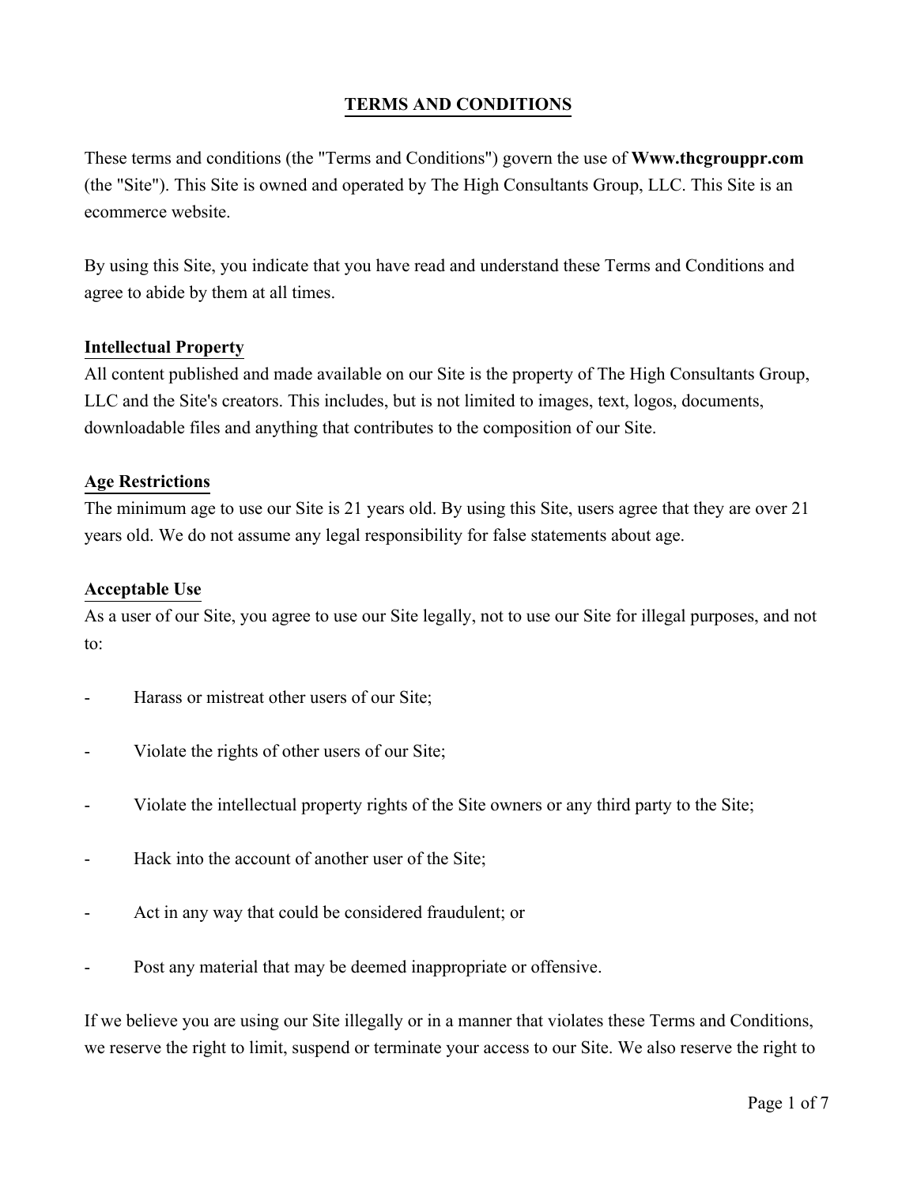# TERMS AND CONDITIONS

These terms and conditions (the "Terms and Conditions") govern the use of **Www.thcgrouppr.com** (the "Site"). This Site is owned and operated by The High Consultants Group, LLC. This Site is an ecommerce website.

By using this Site, you indicate that you have read and understand these Terms and Conditions and agree to abide by them at all times.

## Intellectual Property

All content published and made available on our Site is the property of The High Consultants Group, LLC and the Site's creators. This includes, but is not limited to images, text, logos, documents, downloadable files and anything that contributes to the composition of our Site.

## Age Restrictions

The minimum age to use our Site is 21 years old. By using this Site, users agree that they are over 21 years old. We do not assume any legal responsibility for false statements about age.

## Acceptable Use

As a user of our Site, you agree to use our Site legally, not to use our Site for illegal purposes, and not to:

- Harass or mistreat other users of our Site;
- Violate the rights of other users of our Site;
- Violate the intellectual property rights of the Site owners or any third party to the Site;
- Hack into the account of another user of the Site;
- Act in any way that could be considered fraudulent; or
- Post any material that may be deemed inappropriate or offensive.

If we believe you are using our Site illegally or in a manner that violates these Terms and Conditions, we reserve the right to limit, suspend or terminate your access to our Site. We also reserve the right to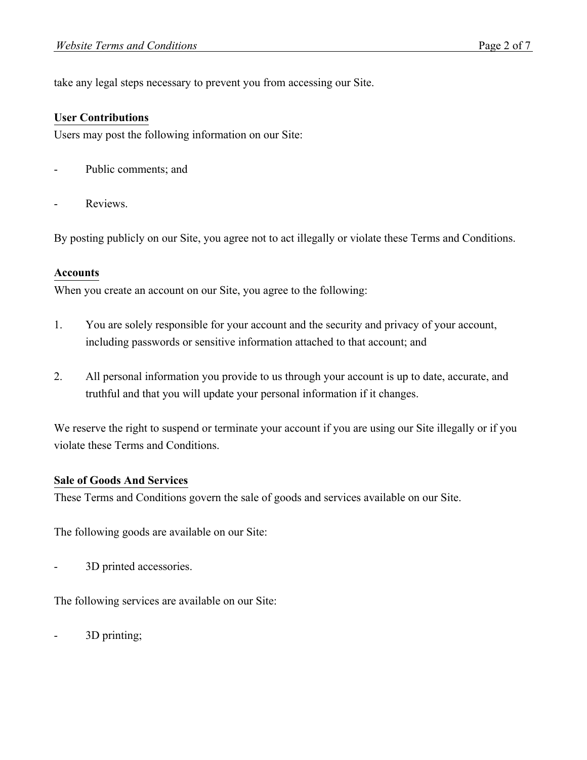take any legal steps necessary to prevent you from accessing our Site.

**User Contributions**

Users may post the following information on our Site:

- Public comments; and
- Reviews.

By posting publicly on our Site, you agree not to act illegally or violate these Terms and Conditions.

**Accounts**

When you create an account on our Site, you agree to the following:

1. You are solely responsible for your account and the security and privacy of your account, including passwords or sensitive information attached to that account; and
2. All personal information you provide to us through your account is up to date, accurate, and truthful and that you will update your personal information if it changes.

We reserve the right to suspend or terminate your account if you are using our Site illegally or if you violate these Terms and Conditions.

**Sale of Goods And Services**

These Terms and Conditions govern the sale of goods and services available on our Site.

The following goods are available on our Site:

- 3D printed accessories.

The following services are available on our Site:

- 3D printing;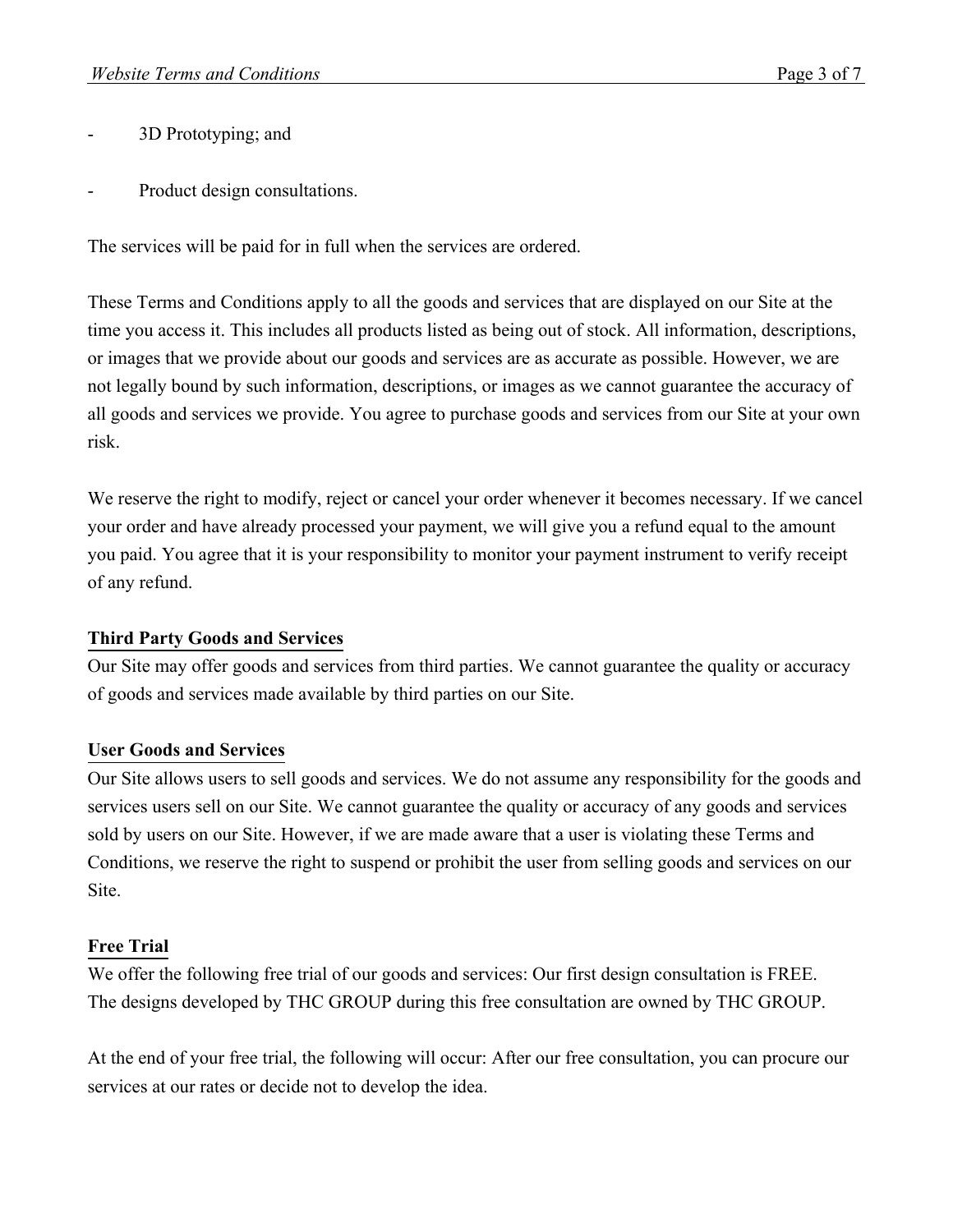- 3D Prototyping; and
- Product design consultations.

The services will be paid for in full when the services are ordered.

These Terms and Conditions apply to all the goods and services that are displayed on our Site at the time you access it. This includes all products listed as being out of stock. All information, descriptions, or images that we provide about our goods and services are as accurate as possible. However, we are not legally bound by such information, descriptions, or images as we cannot guarantee the accuracy of all goods and services we provide. You agree to purchase goods and services from our Site at your own risk.

We reserve the right to modify, reject or cancel your order whenever it becomes necessary. If we cancel your order and have already processed your payment, we will give you a refund equal to the amount you paid. You agree that it is your responsibility to monitor your payment instrument to verify receipt of any refund.

**Third Party Goods and Services**

Our Site may offer goods and services from third parties. We cannot guarantee the quality or accuracy of goods and services made available by third parties on our Site.

**User Goods and Services**

Our Site allows users to sell goods and services. We do not assume any responsibility for the goods and services users sell on our Site. We cannot guarantee the quality or accuracy of any goods and services sold by users on our Site. However, if we are made aware that a user is violating these Terms and Conditions, we reserve the right to suspend or prohibit the user from selling goods and services on our Site.

**Free Trial**

We offer the following free trial of our goods and services: Our first design consultation is FREE. The designs developed by THC GROUP during this free consultation are owned by THC GROUP.

At the end of your free trial, the following will occur: After our free consultation, you can procure our services at our rates or decide not to develop the idea.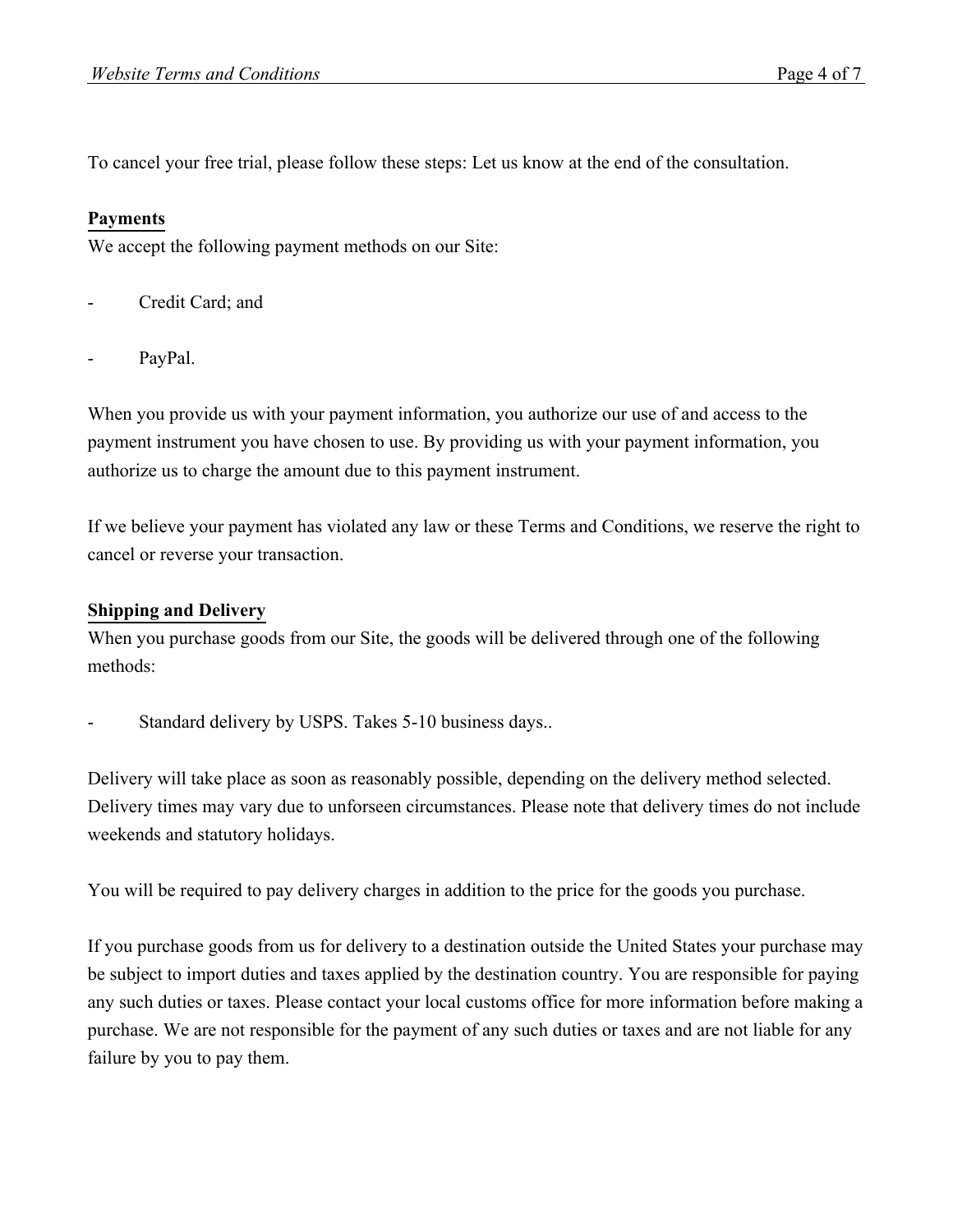To cancel your free trial, please follow these steps: Let us know at the end of the consultation.

## Payments

We accept the following payment methods on our Site:

- Credit Card; and
- PayPal.

When you provide us with your payment information, you authorize our use of and access to the payment instrument you have chosen to use. By providing us with your payment information, you authorize us to charge the amount due to this payment instrument.

If we believe your payment has violated any law or these Terms and Conditions, we reserve the right to cancel or reverse your transaction.

## Shipping and Delivery

When you purchase goods from our Site, the goods will be delivered through one of the following methods:

- Standard delivery by USPS. Takes 5-10 business days..

Delivery will take place as soon as reasonably possible, depending on the delivery method selected. Delivery times may vary due to unforseen circumstances. Please note that delivery times do not include weekends and statutory holidays.

You will be required to pay delivery charges in addition to the price for the goods you purchase.

If you purchase goods from us for delivery to a destination outside the United States your purchase may be subject to import duties and taxes applied by the destination country. You are responsible for paying any such duties or taxes. Please contact your local customs office for more information before making a purchase. We are not responsible for the payment of any such duties or taxes and are not liable for any failure by you to pay them.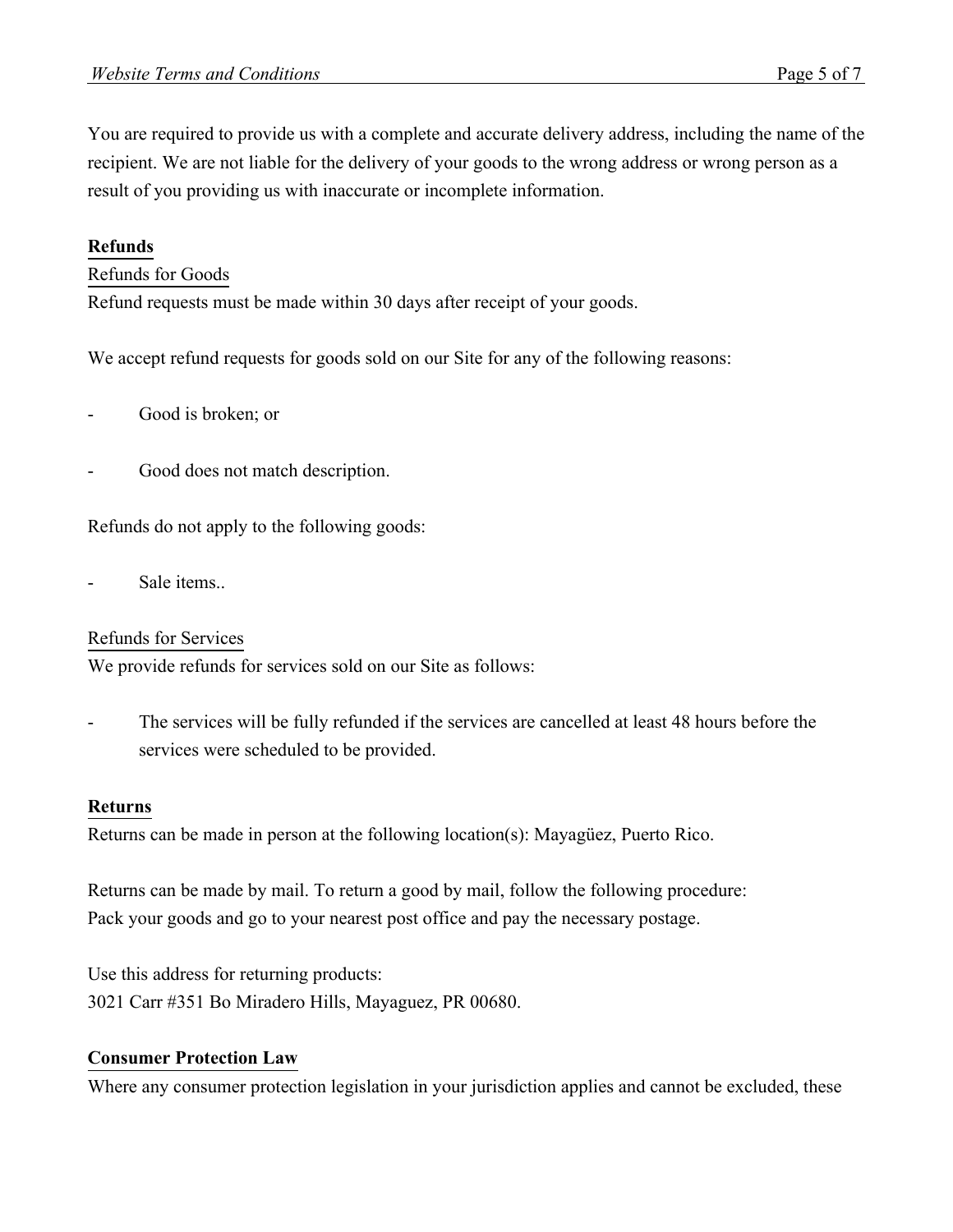You are required to provide us with a complete and accurate delivery address, including the name of the recipient. We are not liable for the delivery of your goods to the wrong address or wrong person as a result of you providing us with inaccurate or incomplete information.

## Refunds

### Refunds for Goods

Refund requests must be made within 30 days after receipt of your goods.

We accept refund requests for goods sold on our Site for any of the following reasons:

- Good is broken; or

- Good does not match description.

Refunds do not apply to the following goods:

- Sale items..

### Refunds for Services

We provide refunds for services sold on our Site as follows:

- The services will be fully refunded if the services are cancelled at least 48 hours before the services were scheduled to be provided.

## Returns

Returns can be made in person at the following location(s): Mayagüez, Puerto Rico.

Returns can be made by mail. To return a good by mail, follow the following procedure:
Pack your goods and go to your nearest post office and pay the necessary postage.

Use this address for returning products:
3021 Carr #351 Bo Miradero Hills, Mayaguez, PR 00680.

## Consumer Protection Law

Where any consumer protection legislation in your jurisdiction applies and cannot be excluded, these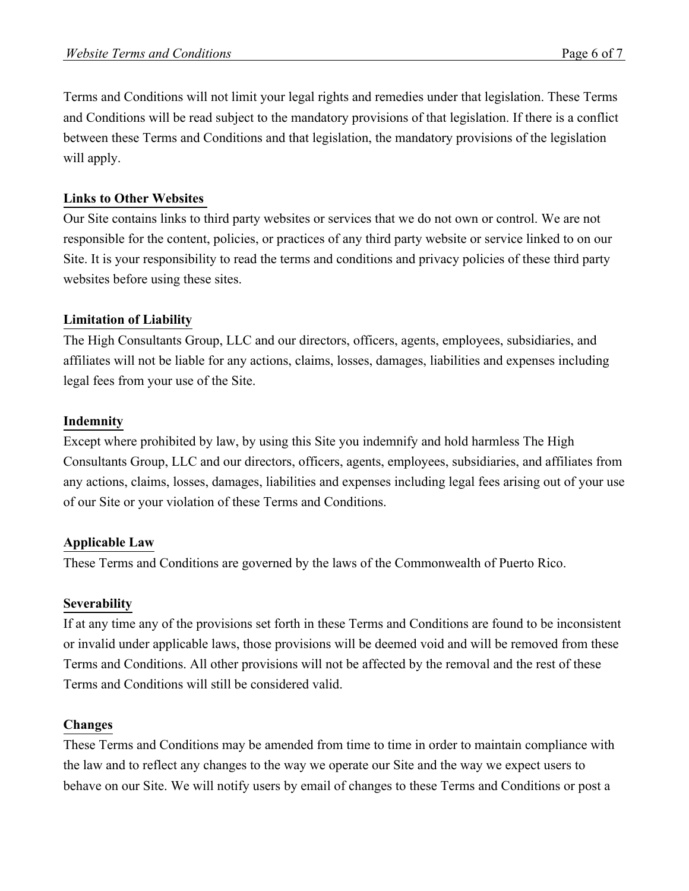Terms and Conditions will not limit your legal rights and remedies under that legislation. These Terms and Conditions will be read subject to the mandatory provisions of that legislation. If there is a conflict between these Terms and Conditions and that legislation, the mandatory provisions of the legislation will apply.

**Links to Other Websites**

Our Site contains links to third party websites or services that we do not own or control. We are not responsible for the content, policies, or practices of any third party website or service linked to on our Site. It is your responsibility to read the terms and conditions and privacy policies of these third party websites before using these sites.

**Limitation of Liability**

The High Consultants Group, LLC and our directors, officers, agents, employees, subsidiaries, and affiliates will not be liable for any actions, claims, losses, damages, liabilities and expenses including legal fees from your use of the Site.

**Indemnity**

Except where prohibited by law, by using this Site you indemnify and hold harmless The High Consultants Group, LLC and our directors, officers, agents, employees, subsidiaries, and affiliates from any actions, claims, losses, damages, liabilities and expenses including legal fees arising out of your use of our Site or your violation of these Terms and Conditions.

**Applicable Law**

These Terms and Conditions are governed by the laws of the Commonwealth of Puerto Rico.

**Severability**

If at any time any of the provisions set forth in these Terms and Conditions are found to be inconsistent or invalid under applicable laws, those provisions will be deemed void and will be removed from these Terms and Conditions. All other provisions will not be affected by the removal and the rest of these Terms and Conditions will still be considered valid.

**Changes**

These Terms and Conditions may be amended from time to time in order to maintain compliance with the law and to reflect any changes to the way we operate our Site and the way we expect users to behave on our Site. We will notify users by email of changes to these Terms and Conditions or post a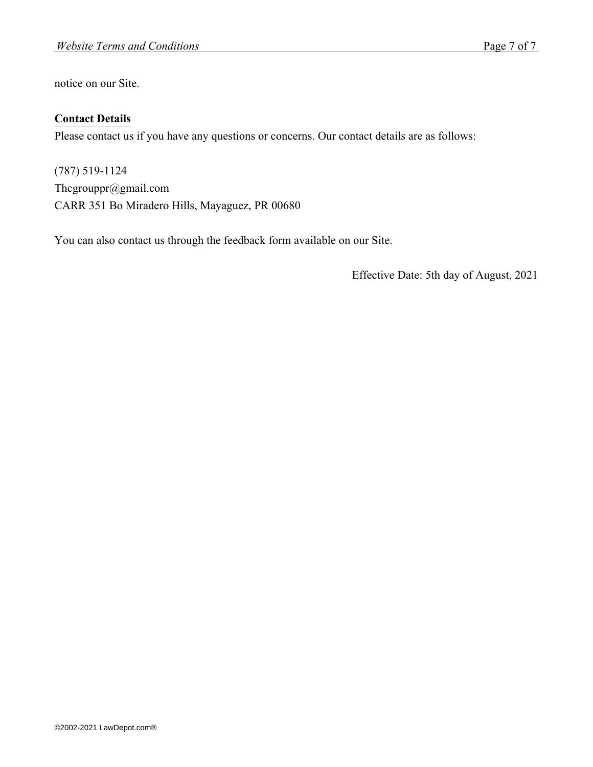notice on our Site.

**Contact Details**

Please contact us if you have any questions or concerns. Our contact details are as follows:

(787) 519-1124
Thcgrouppr@gmail.com
CARR 351 Bo Miradero Hills, Mayaguez, PR 00680

You can also contact us through the feedback form available on our Site.

Effective Date: 5th day of August, 2021